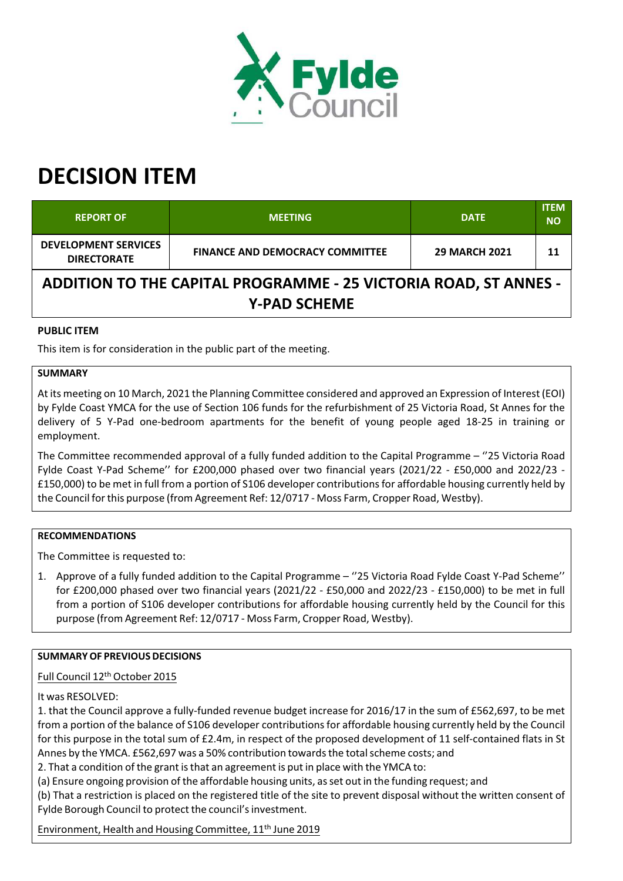# DECISION ITEM

| REPORT OF | MEETING | DATE | ITEM NO |
|---|---|---|---|
| DEVELOPMENT SERVICES DIRECTORATE | FINANCE AND DEMOCRACY COMMITTEE | 29 MARCH 2021 | 11 |

## ADDITION TO THE CAPITAL PROGRAMME - 25 VICTORIA ROAD, ST ANNES - Y-PAD SCHEME

**PUBLIC ITEM**

This item is for consideration in the public part of the meeting.

**SUMMARY**

At its meeting on 10 March, 2021 the Planning Committee considered and approved an Expression of Interest (EOI) by Fylde Coast YMCA for the use of Section 106 funds for the refurbishment of 25 Victoria Road, St Annes for the delivery of 5 Y-Pad one-bedroom apartments for the benefit of young people aged 18-25 in training or employment.

The Committee recommended approval of a fully funded addition to the Capital Programme – ''25 Victoria Road Fylde Coast Y-Pad Scheme'' for £200,000 phased over two financial years (2021/22 - £50,000 and 2022/23 - £150,000) to be met in full from a portion of S106 developer contributions for affordable housing currently held by the Council for this purpose (from Agreement Ref: 12/0717 - Moss Farm, Cropper Road, Westby).

**RECOMMENDATIONS**

The Committee is requested to:

1. Approve of a fully funded addition to the Capital Programme – ''25 Victoria Road Fylde Coast Y-Pad Scheme'' for £200,000 phased over two financial years (2021/22 - £50,000 and 2022/23 - £150,000) to be met in full from a portion of S106 developer contributions for affordable housing currently held by the Council for this purpose (from Agreement Ref: 12/0717 - Moss Farm, Cropper Road, Westby).

**SUMMARY OF PREVIOUS DECISIONS**

Full Council 12th October 2015

It was RESOLVED:

1. that the Council approve a fully-funded revenue budget increase for 2016/17 in the sum of £562,697, to be met from a portion of the balance of S106 developer contributions for affordable housing currently held by the Council for this purpose in the total sum of £2.4m, in respect of the proposed development of 11 self-contained flats in St Annes by the YMCA. £562,697 was a 50% contribution towards the total scheme costs; and
2. That a condition of the grant is that an agreement is put in place with the YMCA to:
(a) Ensure ongoing provision of the affordable housing units, as set out in the funding request; and
(b) That a restriction is placed on the registered title of the site to prevent disposal without the written consent of Fylde Borough Council to protect the council's investment.

Environment, Health and Housing Committee, 11th June 2019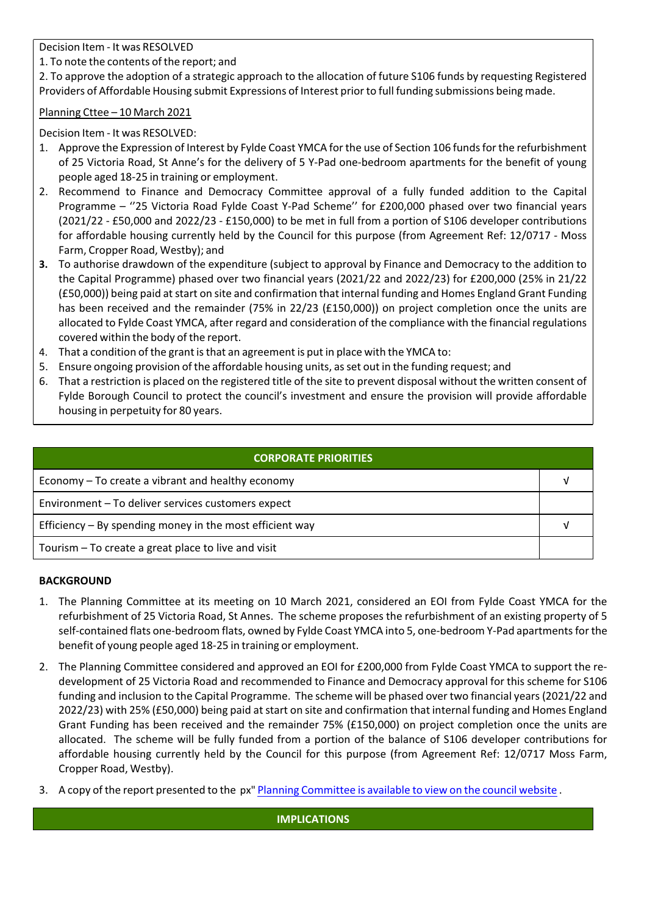Decision Item - It was RESOLVED

1. To note the contents of the report; and
2. To approve the adoption of a strategic approach to the allocation of future S106 funds by requesting Registered Providers of Affordable Housing submit Expressions of Interest prior to full funding submissions being made.

Planning Cttee – 10 March 2021

Decision Item - It was RESOLVED:

1. Approve the Expression of Interest by Fylde Coast YMCA for the use of Section 106 funds for the refurbishment of 25 Victoria Road, St Anne's for the delivery of 5 Y-Pad one-bedroom apartments for the benefit of young people aged 18-25 in training or employment.
2. Recommend to Finance and Democracy Committee approval of a fully funded addition to the Capital Programme – ''25 Victoria Road Fylde Coast Y-Pad Scheme'' for £200,000 phased over two financial years (2021/22 - £50,000 and 2022/23 - £150,000) to be met in full from a portion of S106 developer contributions for affordable housing currently held by the Council for this purpose (from Agreement Ref: 12/0717 - Moss Farm, Cropper Road, Westby); and
3. To authorise drawdown of the expenditure (subject to approval by Finance and Democracy to the addition to the Capital Programme) phased over two financial years (2021/22 and 2022/23) for £200,000 (25% in 21/22 (£50,000)) being paid at start on site and confirmation that internal funding and Homes England Grant Funding has been received and the remainder (75% in 22/23 (£150,000)) on project completion once the units are allocated to Fylde Coast YMCA, after regard and consideration of the compliance with the financial regulations covered within the body of the report.
4. That a condition of the grant is that an agreement is put in place with the YMCA to:
5. Ensure ongoing provision of the affordable housing units, as set out in the funding request; and
6. That a restriction is placed on the registered title of the site to prevent disposal without the written consent of Fylde Borough Council to protect the council's investment and ensure the provision will provide affordable housing in perpetuity for 80 years.

| CORPORATE PRIORITIES | |
|---|---|
| Economy – To create a vibrant and healthy economy | √ |
| Environment – To deliver services customers expect | |
| Efficiency – By spending money in the most efficient way | √ |
| Tourism – To create a great place to live and visit | |

**BACKGROUND**

1. The Planning Committee at its meeting on 10 March 2021, considered an EOI from Fylde Coast YMCA for the refurbishment of 25 Victoria Road, St Annes. The scheme proposes the refurbishment of an existing property of 5 self-contained flats one-bedroom flats, owned by Fylde Coast YMCA into 5, one-bedroom Y-Pad apartments for the benefit of young people aged 18-25 in training or employment.
2. The Planning Committee considered and approved an EOI for £200,000 from Fylde Coast YMCA to support the re-development of 25 Victoria Road and recommended to Finance and Democracy approval for this scheme for S106 funding and inclusion to the Capital Programme. The scheme will be phased over two financial years (2021/22 and 2022/23) with 25% (£50,000) being paid at start on site and confirmation that internal funding and Homes England Grant Funding has been received and the remainder 75% (£150,000) on project completion once the units are allocated. The scheme will be fully funded from a portion of the balance of S106 developer contributions for affordable housing currently held by the Council for this purpose (from Agreement Ref: 12/0717 Moss Farm, Cropper Road, Westby).
3. A copy of the report presented to the px" Planning Committee is available to view on the council website .

**IMPLICATIONS**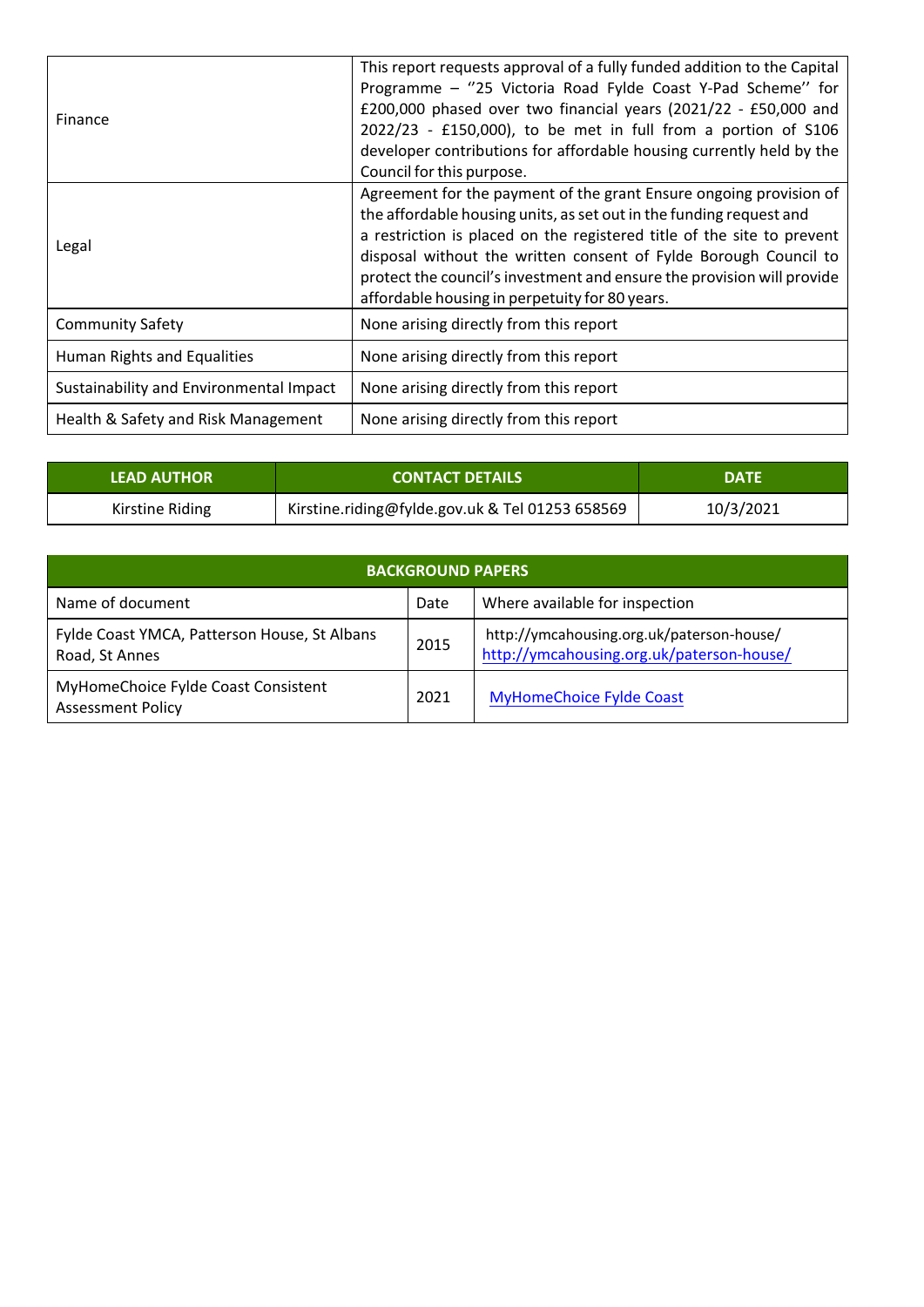| | |
|---|---|
| Finance | This report requests approval of a fully funded addition to the Capital Programme – ''25 Victoria Road Fylde Coast Y-Pad Scheme'' for £200,000 phased over two financial years (2021/22 - £50,000 and 2022/23 - £150,000), to be met in full from a portion of S106 developer contributions for affordable housing currently held by the Council for this purpose. |
| Legal | Agreement for the payment of the grant Ensure ongoing provision of the affordable housing units, as set out in the funding request and a restriction is placed on the registered title of the site to prevent disposal without the written consent of Fylde Borough Council to protect the council's investment and ensure the provision will provide affordable housing in perpetuity for 80 years. |
| Community Safety | None arising directly from this report |
| Human Rights and Equalities | None arising directly from this report |
| Sustainability and Environmental Impact | None arising directly from this report |
| Health & Safety and Risk Management | None arising directly from this report |

| LEAD AUTHOR | CONTACT DETAILS | DATE |
|---|---|---|
| Kirstine Riding | Kirstine.riding@fylde.gov.uk & Tel 01253 658569 | 10/3/2021 |

| BACKGROUND PAPERS | | |
|---|---|---|
| Name of document | Date | Where available for inspection |
| Fylde Coast YMCA, Patterson House, St Albans Road, St Annes | 2015 | http://ymcahousing.org.uk/paterson-house/ http://ymcahousing.org.uk/paterson-house/ |
| MyHomeChoice Fylde Coast Consistent Assessment Policy | 2021 | MyHomeChoice Fylde Coast |